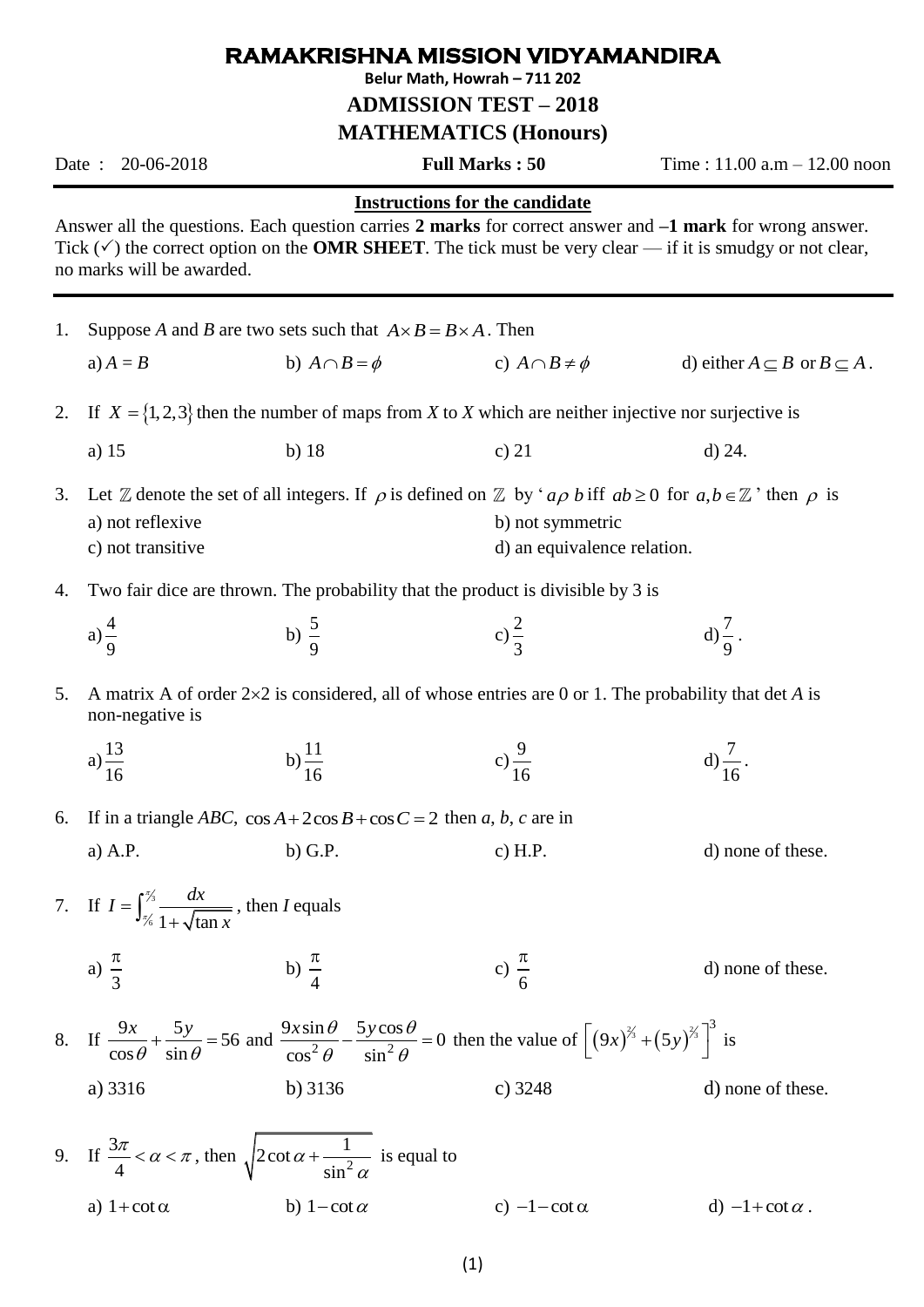# RAMAKRISHNA MISSION VIDYAMANDIRA

**Belur Math, Howrah – 711 202**

## ADMISSION TEST – 2018

## MATHEMATICS (Honours)

Date : 20-06-2018 **Full Marks : 50** Time : 11.00 a.m – 12.00 noon

---

**Instructions for the candidate**

Answer all the questions. Each question carries **2 marks** for correct answer and **–1 mark** for wrong answer. Tick (✓) the correct option on the **OMR SHEET**. The tick must be very clear — if it is smudgy or not clear, no marks will be awarded.

---

1. Suppose $A$ and $B$ are two sets such that $A \times B = B \times A$. Then

   a) $A = B$ b) $A \cap B = \phi$ c) $A \cap B \neq \phi$ d) either $A \subseteq B$ or $B \subseteq A$.

2. If $X = \{1, 2, 3\}$ then the number of maps from $X$ to $X$ which are neither injective nor surjective is

   a) 15 b) 18 c) 21 d) 24.

3. Let $\mathbb{Z}$ denote the set of all integers. If $\rho$ is defined on $\mathbb{Z}$ by '$a \rho\, b$ iff $ab \geq 0$ for $a, b \in \mathbb{Z}$' then $\rho$ is

   a) not reflexive b) not symmetric
   c) not transitive d) an equivalence relation.

4. Two fair dice are thrown. The probability that the product is divisible by 3 is

   a) $\frac{4}{9}$ b) $\frac{5}{9}$ c) $\frac{2}{3}$ d) $\frac{7}{9}$.

5. A matrix A of order $2\times2$ is considered, all of whose entries are 0 or 1. The probability that det $A$ is non-negative is

   a) $\frac{13}{16}$ b) $\frac{11}{16}$ c) $\frac{9}{16}$ d) $\frac{7}{16}$.

6. If in a triangle $ABC$, $\cos A + 2\cos B + \cos C = 2$ then $a$, $b$, $c$ are in

   a) A.P. b) G.P. c) H.P. d) none of these.

7. If $I = \int_{\pi/6}^{\pi/3} \frac{dx}{1+\sqrt{\tan x}}$, then $I$ equals

   a) $\frac{\pi}{3}$ b) $\frac{\pi}{4}$ c) $\frac{\pi}{6}$ d) none of these.

8. If $\frac{9x}{\cos\theta} + \frac{5y}{\sin\theta} = 56$ and $\frac{9x\sin\theta}{\cos^2\theta} - \frac{5y\cos\theta}{\sin^2\theta} = 0$ then the value of $\left[(9x)^{2/3} + (5y)^{2/3}\right]^3$ is

   a) 3316 b) 3136 c) 3248 d) none of these.

9. If $\frac{3\pi}{4} < \alpha < \pi$, then $\sqrt{2\cot\alpha + \frac{1}{\sin^2\alpha}}$ is equal to

   a) $1+\cot\alpha$ b) $1-\cot\alpha$ c) $-1-\cot\alpha$ d) $-1+\cot\alpha$.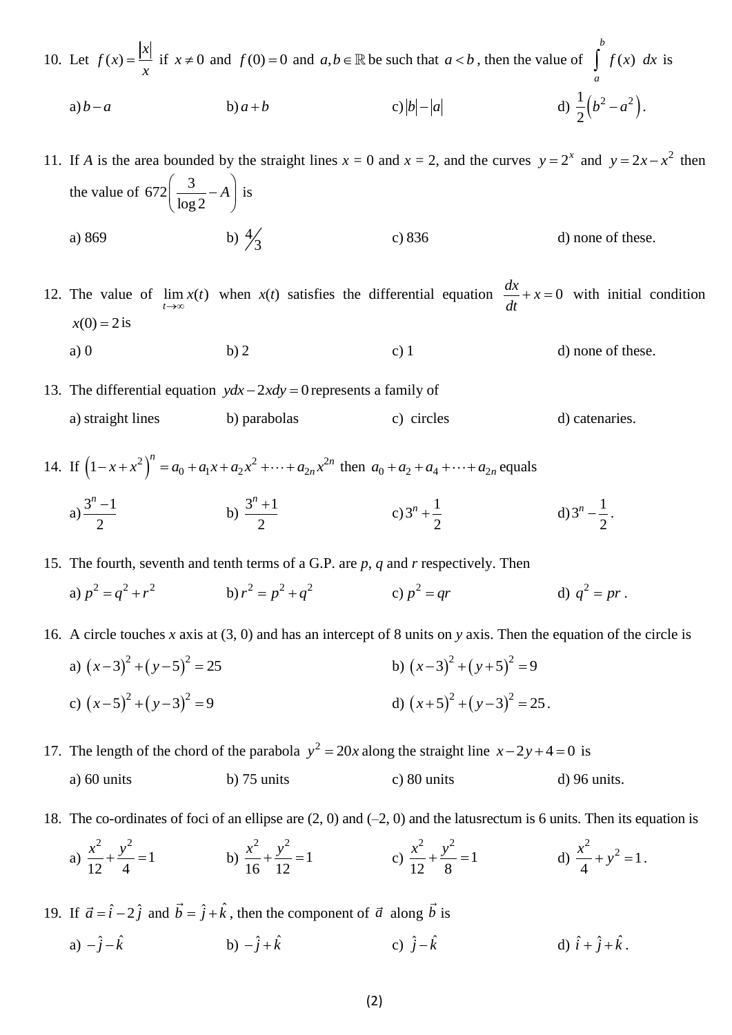10. Let $f(x) = \frac{|x|}{x}$ if $x \neq 0$ and $f(0) = 0$ and $a, b \in \mathbb{R}$ be such that $a < b$, then the value of $\int_a^b f(x)\ dx$ is

    a) $b - a$　　　b) $a + b$　　　c) $|b| - |a|$　　　d) $\frac{1}{2}(b^2 - a^2)$.

11. If $A$ is the area bounded by the straight lines $x = 0$ and $x = 2$, and the curves $y = 2^x$ and $y = 2x - x^2$ then the value of $672\left(\frac{3}{\log 2} - A\right)$ is

    a) 869　　　b) $4/3$　　　c) 836　　　d) none of these.

12. The value of $\lim_{t\to\infty} x(t)$ when $x(t)$ satisfies the differential equation $\frac{dx}{dt} + x = 0$ with initial condition $x(0) = 2$ is

    a) 0　　　b) 2　　　c) 1　　　d) none of these.

13. The differential equation $ydx - 2xdy = 0$ represents a family of

    a) straight lines　　　b) parabolas　　　c) circles　　　d) catenaries.

14. If $\left(1 - x + x^2\right)^n = a_0 + a_1 x + a_2 x^2 + \cdots + a_{2n} x^{2n}$ then $a_0 + a_2 + a_4 + \cdots + a_{2n}$ equals

    a) $\frac{3^n - 1}{2}$　　　b) $\frac{3^n + 1}{2}$　　　c) $3^n + \frac{1}{2}$　　　d) $3^n - \frac{1}{2}$.

15. The fourth, seventh and tenth terms of a G.P. are $p$, $q$ and $r$ respectively. Then

    a) $p^2 = q^2 + r^2$　　　b) $r^2 = p^2 + q^2$　　　c) $p^2 = qr$　　　d) $q^2 = pr$.

16. A circle touches $x$ axis at (3, 0) and has an intercept of 8 units on $y$ axis. Then the equation of the circle is

    a) $(x-3)^2 + (y-5)^2 = 25$　　　b) $(x-3)^2 + (y+5)^2 = 9$

    c) $(x-5)^2 + (y-3)^2 = 9$　　　d) $(x+5)^2 + (y-3)^2 = 25$.

17. The length of the chord of the parabola $y^2 = 20x$ along the straight line $x - 2y + 4 = 0$ is

    a) 60 units　　　b) 75 units　　　c) 80 units　　　d) 96 units.

18. The co-ordinates of foci of an ellipse are (2, 0) and (–2, 0) and the latusrectum is 6 units. Then its equation is

    a) $\frac{x^2}{12} + \frac{y^2}{4} = 1$　　　b) $\frac{x^2}{16} + \frac{y^2}{12} = 1$　　　c) $\frac{x^2}{12} + \frac{y^2}{8} = 1$　　　d) $\frac{x^2}{4} + y^2 = 1$.

19. If $\vec{a} = \hat{i} - 2\hat{j}$ and $\vec{b} = \hat{j} + \hat{k}$, then the component of $\vec{a}$ along $\vec{b}$ is

    a) $-\hat{j} - \hat{k}$　　　b) $-\hat{j} + \hat{k}$　　　c) $\hat{j} - \hat{k}$　　　d) $\hat{i} + \hat{j} + \hat{k}$.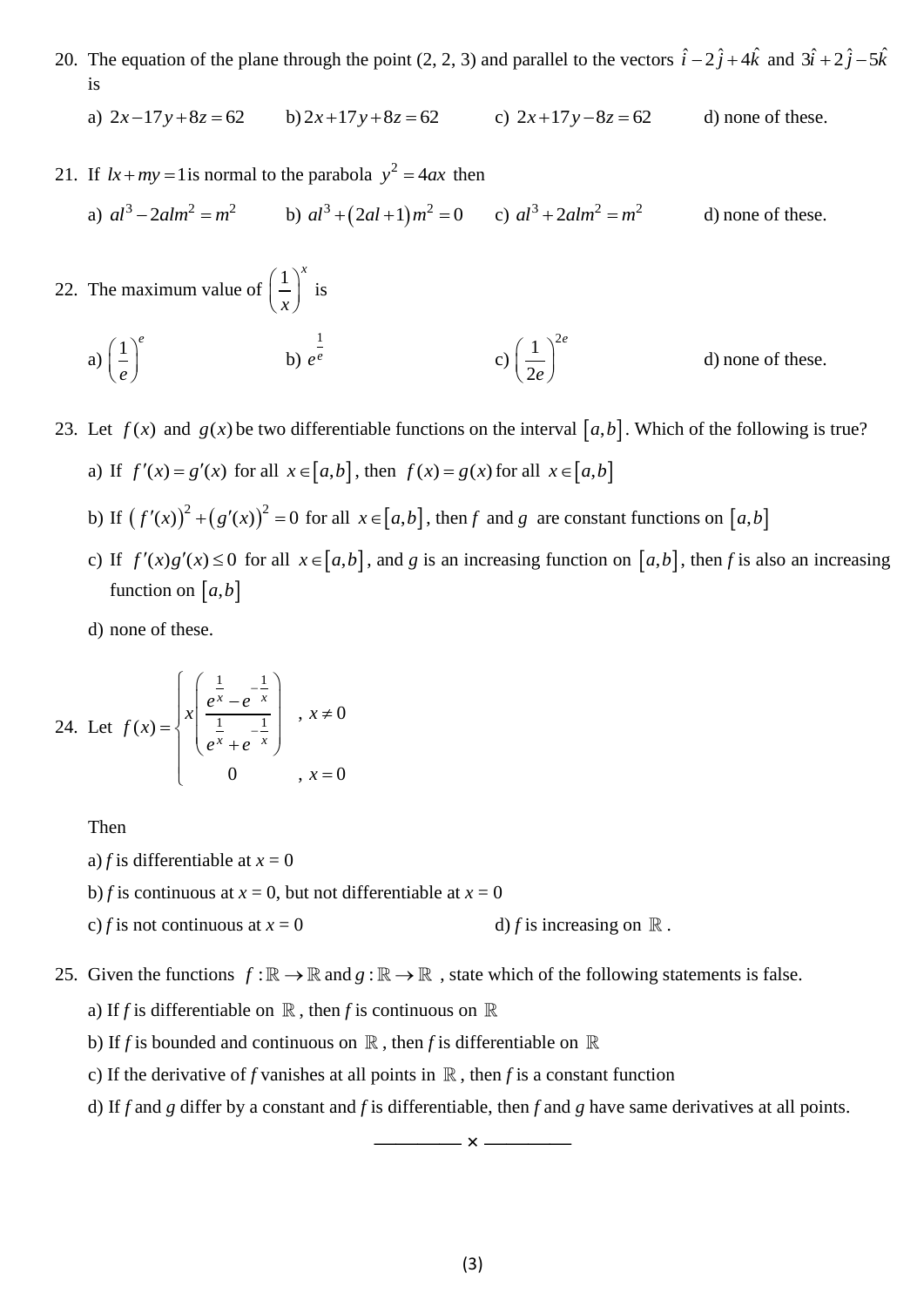20. The equation of the plane through the point (2, 2, 3) and parallel to the vectors $\hat{i}-2\hat{j}+4\hat{k}$ and $3\hat{i}+2\hat{j}-5\hat{k}$ is

    a) $2x-17y+8z=62$ b) $2x+17y+8z=62$ c) $2x+17y-8z=62$ d) none of these.

21. If $lx+my=1$ is normal to the parabola $y^2=4ax$ then

    a) $al^3-2alm^2=m^2$ b) $al^3+(2al+1)m^2=0$ c) $al^3+2alm^2=m^2$ d) none of these.

22. The maximum value of $\left(\frac{1}{x}\right)^x$ is

    a) $\left(\frac{1}{e}\right)^e$ b) $e^{\frac{1}{e}}$ c) $\left(\frac{1}{2e}\right)^{2e}$ d) none of these.

23. Let $f(x)$ and $g(x)$ be two differentiable functions on the interval $[a,b]$. Which of the following is true?

    a) If $f'(x)=g'(x)$ for all $x\in[a,b]$, then $f(x)=g(x)$ for all $x\in[a,b]$

    b) If $(f'(x))^2+(g'(x))^2=0$ for all $x\in[a,b]$, then $f$ and $g$ are constant functions on $[a,b]$

    c) If $f'(x)g'(x)\le 0$ for all $x\in[a,b]$, and $g$ is an increasing function on $[a,b]$, then $f$ is also an increasing function on $[a,b]$

    d) none of these.

24. Let $f(x)=\begin{cases} x\left(\dfrac{e^{\frac{1}{x}}-e^{-\frac{1}{x}}}{e^{\frac{1}{x}}+e^{-\frac{1}{x}}}\right) & , x\neq 0 \\ 0 & , x=0 \end{cases}$

    Then

    a) $f$ is differentiable at $x = 0$

    b) $f$ is continuous at $x = 0$, but not differentiable at $x = 0$

    c) $f$ is not continuous at $x = 0$ d) $f$ is increasing on $\mathbb{R}$.

25. Given the functions $f:\mathbb{R}\to\mathbb{R}$ and $g:\mathbb{R}\to\mathbb{R}$ , state which of the following statements is false.

    a) If $f$ is differentiable on $\mathbb{R}$, then $f$ is continuous on $\mathbb{R}$

    b) If $f$ is bounded and continuous on $\mathbb{R}$, then $f$ is differentiable on $\mathbb{R}$

    c) If the derivative of $f$ vanishes at all points in $\mathbb{R}$, then $f$ is a constant function

    d) If $f$ and $g$ differ by a constant and $f$ is differentiable, then $f$ and $g$ have same derivatives at all points.

———— × ————